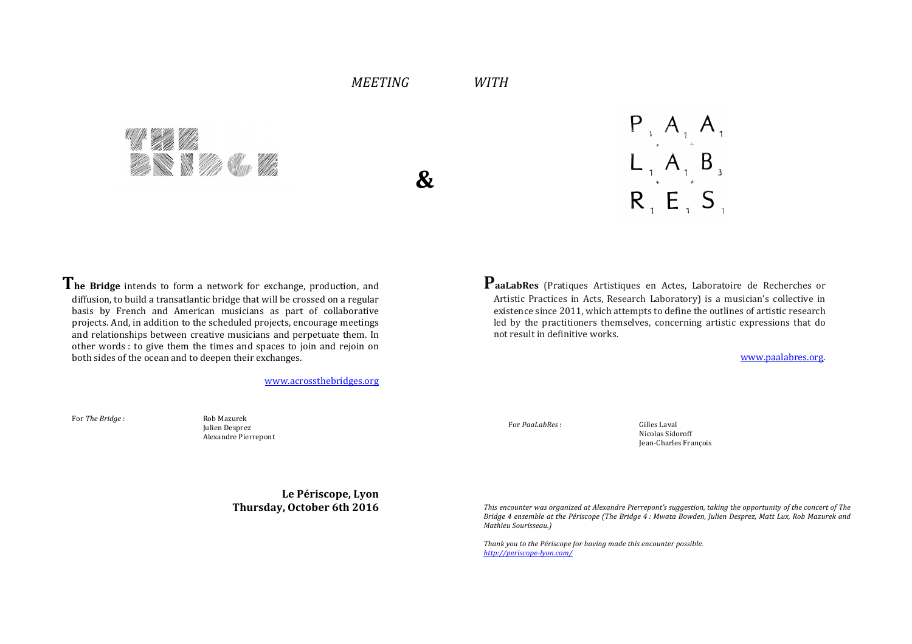*MEETING WITH*

THE BRIDGE

&

PAALABRES

**The Bridge** intends to form a network for exchange, production, and diffusion, to build a transatlantic bridge that will be crossed on a regular basis by French and American musicians as part of collaborative projects. And, in addition to the scheduled projects, encourage meetings and relationships between creative musicians and perpetuate them. In other words : to give them the times and spaces to join and rejoin on both sides of the ocean and to deepen their exchanges.

www.acrossthebridges.org

For *The Bridge* : Rob Mazurek
Julien Desprez
Alexandre Pierrepont

**PaaLabRes** (Pratiques Artistiques en Actes, Laboratoire de Recherches or Artistic Practices in Acts, Research Laboratory) is a musician's collective in existence since 2011, which attempts to define the outlines of artistic research led by the practitioners themselves, concerning artistic expressions that do not result in definitive works.

www.paalabres.org.

For *PaaLabRes* : Gilles Laval
Nicolas Sidoroff
Jean-Charles François

**Le Périscope, Lyon**
**Thursday, October 6th 2016**

*This encounter was organized at Alexandre Pierrepont's suggestion, taking the opportunity of the concert of The Bridge 4 ensemble at the Périscope (The Bridge 4 : Mwata Bowden, Julien Desprez, Matt Lux, Rob Mazurek and Mathieu Sourisseau.)*

*Thank you to the Périscope for having made this encounter possible.*
*http://periscope-lyon.com/*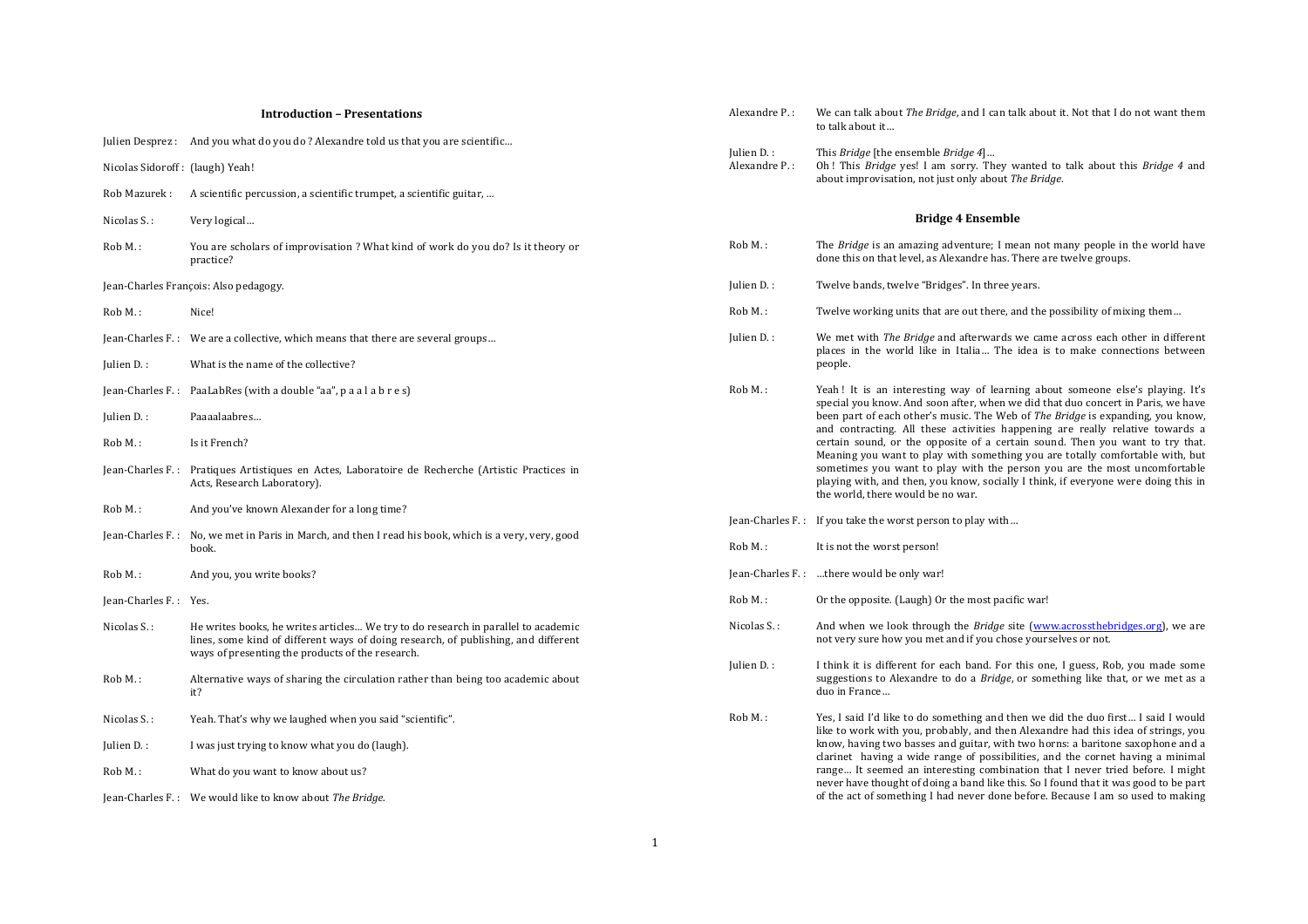## Introduction – Presentations

Julien Desprez : And you what do you do ? Alexandre told us that you are scientific…

Nicolas Sidoroff : (laugh) Yeah!

Rob Mazurek : A scientific percussion, a scientific trumpet, a scientific guitar, …

Nicolas S. : Very logical…

Rob M. : You are scholars of improvisation ? What kind of work do you do? Is it theory or practice?

Jean-Charles François: Also pedagogy.

Rob M. : Nice!

Jean-Charles F. : We are a collective, which means that there are several groups…

Julien D. : What is the name of the collective?

Jean-Charles F. : PaaLabRes (with a double "aa", p a a l a b r e s)

Julien D. : Paaaalaabres…

Rob M. : Is it French?

Jean-Charles F. : Pratiques Artistiques en Actes, Laboratoire de Recherche (Artistic Practices in Acts, Research Laboratory).

Rob M. : And you've known Alexander for a long time?

Jean-Charles F. : No, we met in Paris in March, and then I read his book, which is a very, very, good book.

Rob M. : And you, you write books?

Jean-Charles F. : Yes.

Nicolas S. : He writes books, he writes articles… We try to do research in parallel to academic lines, some kind of different ways of doing research, of publishing, and different ways of presenting the products of the research.

Rob M. : Alternative ways of sharing the circulation rather than being too academic about it?

Nicolas S. : Yeah. That's why we laughed when you said "scientific".

Julien D. : I was just trying to know what you do (laugh).

Rob M. : What do you want to know about us?

Jean-Charles F. : We would like to know about *The Bridge*.

Alexandre P. : We can talk about *The Bridge*, and I can talk about it. Not that I do not want them to talk about it…

Julien D. : This *Bridge* [the ensemble *Bridge 4*]…

Alexandre P. : Oh ! This *Bridge* yes! I am sorry. They wanted to talk about this *Bridge 4* and about improvisation, not just only about *The Bridge*.

## Bridge 4 Ensemble

Rob M. : The *Bridge* is an amazing adventure; I mean not many people in the world have done this on that level, as Alexandre has. There are twelve groups.

Julien D. : Twelve bands, twelve "Bridges". In three years.

Rob M. : Twelve working units that are out there, and the possibility of mixing them…

Julien D. : We met with *The Bridge* and afterwards we came across each other in different places in the world like in Italia… The idea is to make connections between people.

Rob M. : Yeah ! It is an interesting way of learning about someone else's playing. It's special you know. And soon after, when we did that duo concert in Paris, we have been part of each other's music. The Web of *The Bridge* is expanding, you know, and contracting. All these activities happening are really relative towards a certain sound, or the opposite of a certain sound. Then you want to try that. Meaning you want to play with something you are totally comfortable with, but sometimes you want to play with the person you are the most uncomfortable playing with, and then, you know, socially I think, if everyone were doing this in the world, there would be no war.

Jean-Charles F. : If you take the worst person to play with…

Rob M. : It is not the worst person!

Jean-Charles F. : …there would be only war!

Rob M. : Or the opposite. (Laugh) Or the most pacific war!

Nicolas S. : And when we look through the *Bridge* site (www.acrossthebridges.org), we are not very sure how you met and if you chose yourselves or not.

Julien D. : I think it is different for each band. For this one, I guess, Rob, you made some suggestions to Alexandre to do a *Bridge*, or something like that, or we met as a duo in France…

Rob M. : Yes, I said I'd like to do something and then we did the duo first… I said I would like to work with you, probably, and then Alexandre had this idea of strings, you know, having two basses and guitar, with two horns: a baritone saxophone and a clarinet having a wide range of possibilities, and the cornet having a minimal range… It seemed an interesting combination that I never tried before. I might never have thought of doing a band like this. So I found that it was good to be part of the act of something I had never done before. Because I am so used to making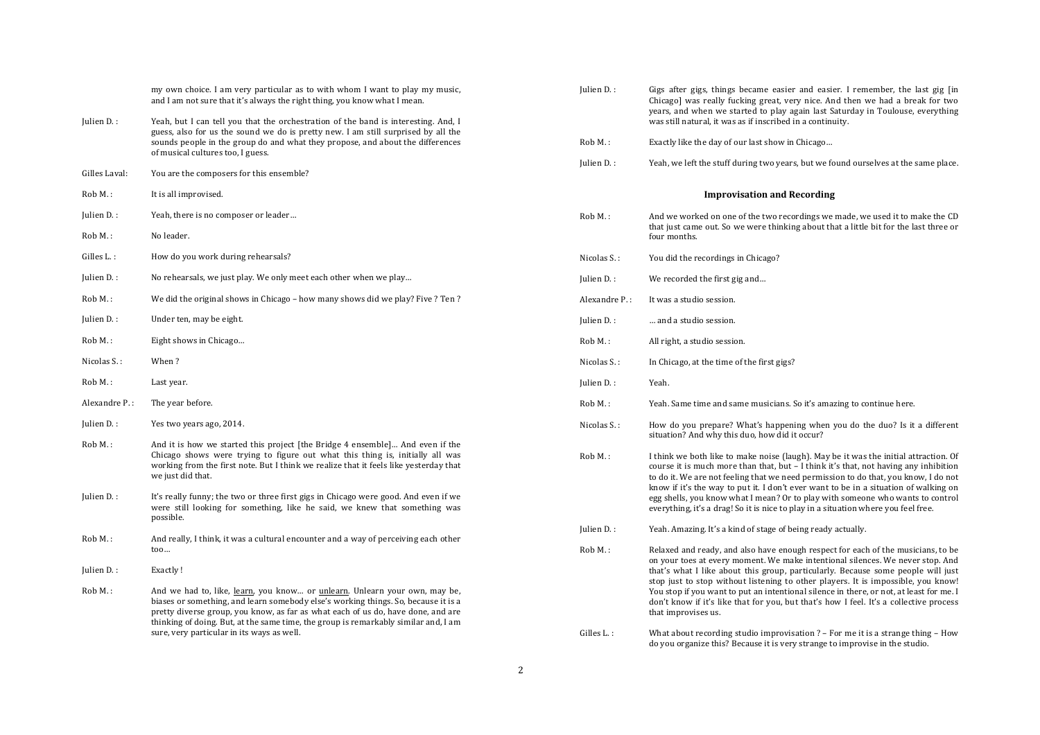my own choice. I am very particular as to with whom I want to play my music, and I am not sure that it's always the right thing, you know what I mean.

Julien D. : Yeah, but I can tell you that the orchestration of the band is interesting. And, I guess, also for us the sound we do is pretty new. I am still surprised by all the sounds people in the group do and what they propose, and about the differences of musical cultures too, I guess.

Gilles Laval: You are the composers for this ensemble?

Rob M. : It is all improvised.

Julien D. : Yeah, there is no composer or leader…

Rob M. : No leader.

Gilles L. : How do you work during rehearsals?

Julien D. : No rehearsals, we just play. We only meet each other when we play…

Rob M. : We did the original shows in Chicago – how many shows did we play? Five ? Ten ?

Julien D. : Under ten, may be eight.

Rob M. : Eight shows in Chicago…

Nicolas S. : When ?

Rob M. : Last year.

Alexandre P. : The year before.

Julien D. : Yes two years ago, 2014.

Rob M. : And it is how we started this project [the Bridge 4 ensemble]… And even if the Chicago shows were trying to figure out what this thing is, initially all was working from the first note. But I think we realize that it feels like yesterday that we just did that.

Julien D. : It's really funny; the two or three first gigs in Chicago were good. And even if we were still looking for something, like he said, we knew that something was possible.

Rob M. : And really, I think, it was a cultural encounter and a way of perceiving each other too…

Julien D. : Exactly !

Rob M. : And we had to, like, <u>learn</u>, you know… or <u>unlearn</u>. Unlearn your own, may be, biases or something, and learn somebody else's working things. So, because it is a pretty diverse group, you know, as far as what each of us do, have done, and are thinking of doing. But, at the same time, the group is remarkably similar and, I am sure, very particular in its ways as well.

Julien D. : Gigs after gigs, things became easier and easier. I remember, the last gig [in Chicago] was really fucking great, very nice. And then we had a break for two years, and when we started to play again last Saturday in Toulouse, everything was still natural, it was as if inscribed in a continuity.

Rob M. : Exactly like the day of our last show in Chicago…

Julien D. : Yeah, we left the stuff during two years, but we found ourselves at the same place.

## Improvisation and Recording

Rob M. : And we worked on one of the two recordings we made, we used it to make the CD that just came out. So we were thinking about that a little bit for the last three or four months.

Nicolas S. : You did the recordings in Chicago?

Julien D. : We recorded the first gig and…

Alexandre P. : It was a studio session.

Julien D. : … and a studio session.

Rob M. : All right, a studio session.

Nicolas S. : In Chicago, at the time of the first gigs?

Julien D. : Yeah.

Rob M. : Yeah. Same time and same musicians. So it's amazing to continue here.

Nicolas S. : How do you prepare? What's happening when you do the duo? Is it a different situation? And why this duo, how did it occur?

Rob M. : I think we both like to make noise (laugh). May be it was the initial attraction. Of course it is much more than that, but – I think it's that, not having any inhibition to do it. We are not feeling that we need permission to do that, you know, I do not know if it's the way to put it. I don't ever want to be in a situation of walking on egg shells, you know what I mean? Or to play with someone who wants to control everything, it's a drag! So it is nice to play in a situation where you feel free.

Julien D. : Yeah. Amazing. It's a kind of stage of being ready actually.

Rob M. : Relaxed and ready, and also have enough respect for each of the musicians, to be on your toes at every moment. We make intentional silences. We never stop. And that's what I like about this group, particularly. Because some people will just stop just to stop without listening to other players. It is impossible, you know! You stop if you want to put an intentional silence in there, or not, at least for me. I don't know if it's like that for you, but that's how I feel. It's a collective process that improvises us.

Gilles L. : What about recording studio improvisation ? – For me it is a strange thing – How do you organize this? Because it is very strange to improvise in the studio.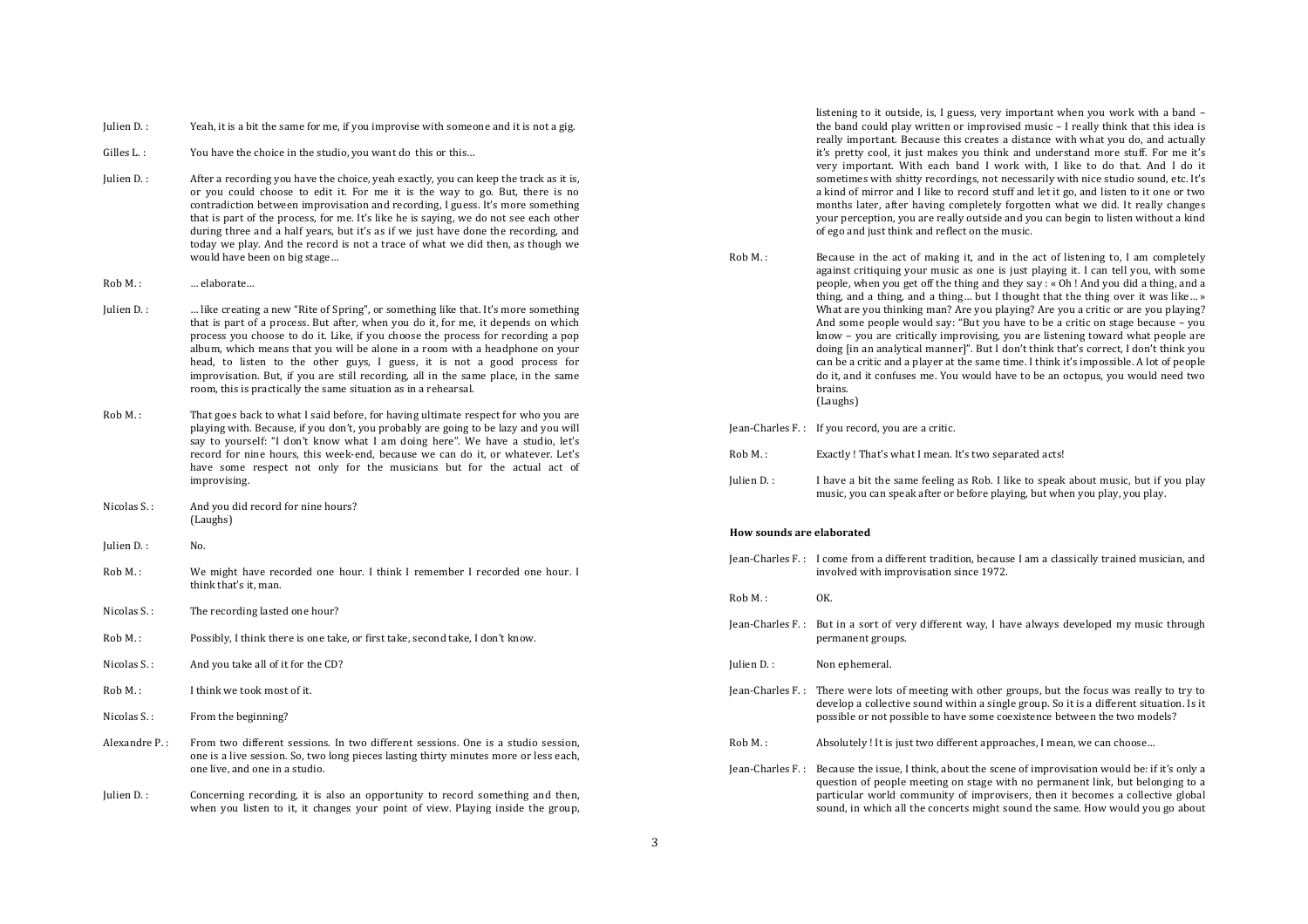Julien D. : Yeah, it is a bit the same for me, if you improvise with someone and it is not a gig.

Gilles L. : You have the choice in the studio, you want do this or this…

Julien D. : After a recording you have the choice, yeah exactly, you can keep the track as it is, or you could choose to edit it. For me it is the way to go. But, there is no contradiction between improvisation and recording, I guess. It's more something that is part of the process, for me. It's like he is saying, we do not see each other during three and a half years, but it's as if we just have done the recording, and today we play. And the record is not a trace of what we did then, as though we would have been on big stage…

Rob M. : … elaborate…

Julien D. : … like creating a new "Rite of Spring", or something like that. It's more something that is part of a process. But after, when you do it, for me, it depends on which process you choose to do it. Like, if you choose the process for recording a pop album, which means that you will be alone in a room with a headphone on your head, to listen to the other guys, I guess, it is not a good process for improvisation. But, if you are still recording, all in the same place, in the same room, this is practically the same situation as in a rehearsal.

Rob M. : That goes back to what I said before, for having ultimate respect for who you are playing with. Because, if you don't, you probably are going to be lazy and you will say to yourself: "I don't know what I am doing here". We have a studio, let's record for nine hours, this week-end, because we can do it, or whatever. Let's have some respect not only for the musicians but for the actual act of improvising.

Nicolas S. : And you did record for nine hours?
(Laughs)

Julien D. : No.

Rob M. : We might have recorded one hour. I think I remember I recorded one hour. I think that's it, man.

Nicolas S. : The recording lasted one hour?

Rob M. : Possibly, I think there is one take, or first take, second take, I don't know.

Nicolas S. : And you take all of it for the CD?

Rob M. : I think we took most of it.

Nicolas S. : From the beginning?

Alexandre P. : From two different sessions. In two different sessions. One is a studio session, one is a live session. So, two long pieces lasting thirty minutes more or less each, one live, and one in a studio.

Julien D. : Concerning recording, it is also an opportunity to record something and then, when you listen to it, it changes your point of view. Playing inside the group, listening to it outside, is, I guess, very important when you work with a band – the band could play written or improvised music – I really think that this idea is really important. Because this creates a distance with what you do, and actually it's pretty cool, it just makes you think and understand more stuff. For me it's very important. With each band I work with, I like to do that. And I do it sometimes with shitty recordings, not necessarily with nice studio sound, etc. It's a kind of mirror and I like to record stuff and let it go, and listen to it one or two months later, after having completely forgotten what we did. It really changes your perception, you are really outside and you can begin to listen without a kind of ego and just think and reflect on the music.

Rob M. : Because in the act of making it, and in the act of listening to, I am completely against critiquing your music as one is just playing it. I can tell you, with some people, when you get off the thing and they say : « Oh ! And you did a thing, and a thing, and a thing, and a thing… but I thought that the thing over it was like… » What are you thinking man? Are you playing? Are you a critic or are you playing? And some people would say: "But you have to be a critic on stage because – you know – you are critically improvising, you are listening toward what people are doing [in an analytical manner]". But I don't think that's correct, I don't think you can be a critic and a player at the same time. I think it's impossible. A lot of people do it, and it confuses me. You would have to be an octopus, you would need two brains.
(Laughs)

Jean-Charles F. : If you record, you are a critic.

Rob M. : Exactly ! That's what I mean. It's two separated acts!

Julien D. : I have a bit the same feeling as Rob. I like to speak about music, but if you play music, you can speak after or before playing, but when you play, you play.

**How sounds are elaborated**

Jean-Charles F. : I come from a different tradition, because I am a classically trained musician, and involved with improvisation since 1972.

Rob M. : OK.

Jean-Charles F. : But in a sort of very different way, I have always developed my music through permanent groups.

Julien D. : Non ephemeral.

Jean-Charles F. : There were lots of meeting with other groups, but the focus was really to try to develop a collective sound within a single group. So it is a different situation. Is it possible or not possible to have some coexistence between the two models?

Rob M. : Absolutely ! It is just two different approaches, I mean, we can choose…

Jean-Charles F. : Because the issue, I think, about the scene of improvisation would be: if it's only a question of people meeting on stage with no permanent link, but belonging to a particular world community of improvisers, then it becomes a collective global sound, in which all the concerts might sound the same. How would you go about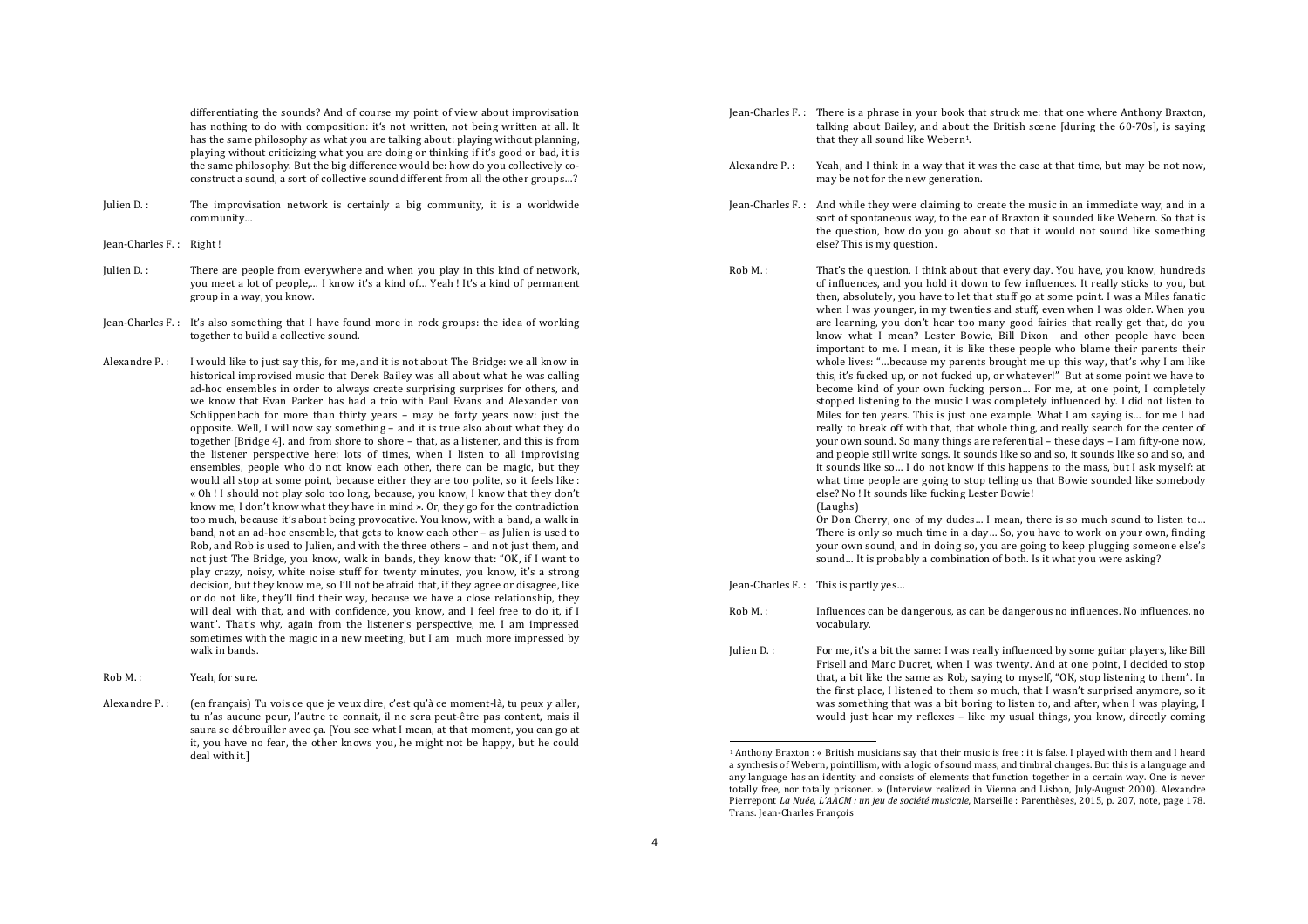differentiating the sounds? And of course my point of view about improvisation has nothing to do with composition: it's not written, not being written at all. It has the same philosophy as what you are talking about: playing without planning, playing without criticizing what you are doing or thinking if it's good or bad, it is the same philosophy. But the big difference would be: how do you collectively co-construct a sound, a sort of collective sound different from all the other groups…?

Julien D. : The improvisation network is certainly a big community, it is a worldwide community…

Jean-Charles F. : Right !

Julien D. : There are people from everywhere and when you play in this kind of network, you meet a lot of people,… I know it's a kind of… Yeah ! It's a kind of permanent group in a way, you know.

Jean-Charles F. : It's also something that I have found more in rock groups: the idea of working together to build a collective sound.

Alexandre P. : I would like to just say this, for me, and it is not about The Bridge: we all know in historical improvised music that Derek Bailey was all about what he was calling ad-hoc ensembles in order to always create surprising surprises for others, and we know that Evan Parker has had a trio with Paul Evans and Alexander von Schlippenbach for more than thirty years – may be forty years now: just the opposite. Well, I will now say something – and it is true also about what they do together [Bridge 4], and from shore to shore – that, as a listener, and this is from the listener perspective here: lots of times, when I listen to all improvising ensembles, people who do not know each other, there can be magic, but they would all stop at some point, because either they are too polite, so it feels like : « Oh ! I should not play solo too long, because, you know, I know that they don't know me, I don't know what they have in mind ». Or, they go for the contradiction too much, because it's about being provocative. You know, with a band, a walk in band, not an ad-hoc ensemble, that gets to know each other – as Julien is used to Rob, and Rob is used to Julien, and with the three others – and not just them, and not just The Bridge, you know, walk in bands, they know that: "OK, if I want to play crazy, noisy, white noise stuff for twenty minutes, you know, it's a strong decision, but they know me, so I'll not be afraid that, if they agree or disagree, like or do not like, they'll find their way, because we have a close relationship, they will deal with that, and with confidence, you know, and I feel free to do it, if I want". That's why, again from the listener's perspective, me, I am impressed sometimes with the magic in a new meeting, but I am much more impressed by walk in bands.

Rob M. : Yeah, for sure.

Alexandre P. : (en français) Tu vois ce que je veux dire, c'est qu'à ce moment-là, tu peux y aller, tu n'as aucune peur, l'autre te connait, il ne sera peut-être pas content, mais il saura se débrouiller avec ça. [You see what I mean, at that moment, you can go at it, you have no fear, the other knows you, he might not be happy, but he could deal with it.]

Jean-Charles F. : There is a phrase in your book that struck me: that one where Anthony Braxton, talking about Bailey, and about the British scene [during the 60-70s], is saying that they all sound like Webern[1].

Alexandre P. : Yeah, and I think in a way that it was the case at that time, but may be not now, may be not for the new generation.

Jean-Charles F. : And while they were claiming to create the music in an immediate way, and in a sort of spontaneous way, to the ear of Braxton it sounded like Webern. So that is the question, how do you go about so that it would not sound like something else? This is my question.

Rob M. : That's the question. I think about that every day. You have, you know, hundreds of influences, and you hold it down to few influences. It really sticks to you, but then, absolutely, you have to let that stuff go at some point. I was a Miles fanatic when I was younger, in my twenties and stuff, even when I was older. When you are learning, you don't hear too many good fairies that really get that, do you know what I mean? Lester Bowie, Bill Dixon and other people have been important to me. I mean, it is like these people who blame their parents their whole lives: "…because my parents brought me up this way, that's why I am like this, it's fucked up, or not fucked up, or whatever!" But at some point we have to become kind of your own fucking person… For me, at one point, I completely stopped listening to the music I was completely influenced by. I did not listen to Miles for ten years. This is just one example. What I am saying is… for me I had really to break off with that, that whole thing, and really search for the center of your own sound. So many things are referential – these days – I am fifty-one now, and people still write songs. It sounds like so and so, it sounds like so and so, and it sounds like so… I do not know if this happens to the mass, but I ask myself: at what time people are going to stop telling us that Bowie sounded like somebody else? No ! It sounds like fucking Lester Bowie!
(Laughs)
Or Don Cherry, one of my dudes… I mean, there is so much sound to listen to… There is only so much time in a day… So, you have to work on your own, finding your own sound, and in doing so, you are going to keep plugging someone else's sound… It is probably a combination of both. Is it what you were asking?

Jean-Charles F. : This is partly yes…

Rob M. : Influences can be dangerous, as can be dangerous no influences. No influences, no vocabulary.

Julien D. : For me, it's a bit the same: I was really influenced by some guitar players, like Bill Frisell and Marc Ducret, when I was twenty. And at one point, I decided to stop that, a bit like the same as Rob, saying to myself, "OK, stop listening to them". In the first place, I listened to them so much, that I wasn't surprised anymore, so it was something that was a bit boring to listen to, and after, when I was playing, I would just hear my reflexes – like my usual things, you know, directly coming

---

[1] Anthony Braxton : « British musicians say that their music is free : it is false. I played with them and I heard a synthesis of Webern, pointillism, with a logic of sound mass, and timbral changes. But this is a language and any language has an identity and consists of elements that function together in a certain way. One is never totally free, nor totally prisoner. » (Interview realized in Vienna and Lisbon, July-August 2000). Alexandre Pierrepont *La Nuée, L'AACM : un jeu de société musicale*, Marseille : Parenthèses, 2015, p. 207, note, page 178. Trans. Jean-Charles François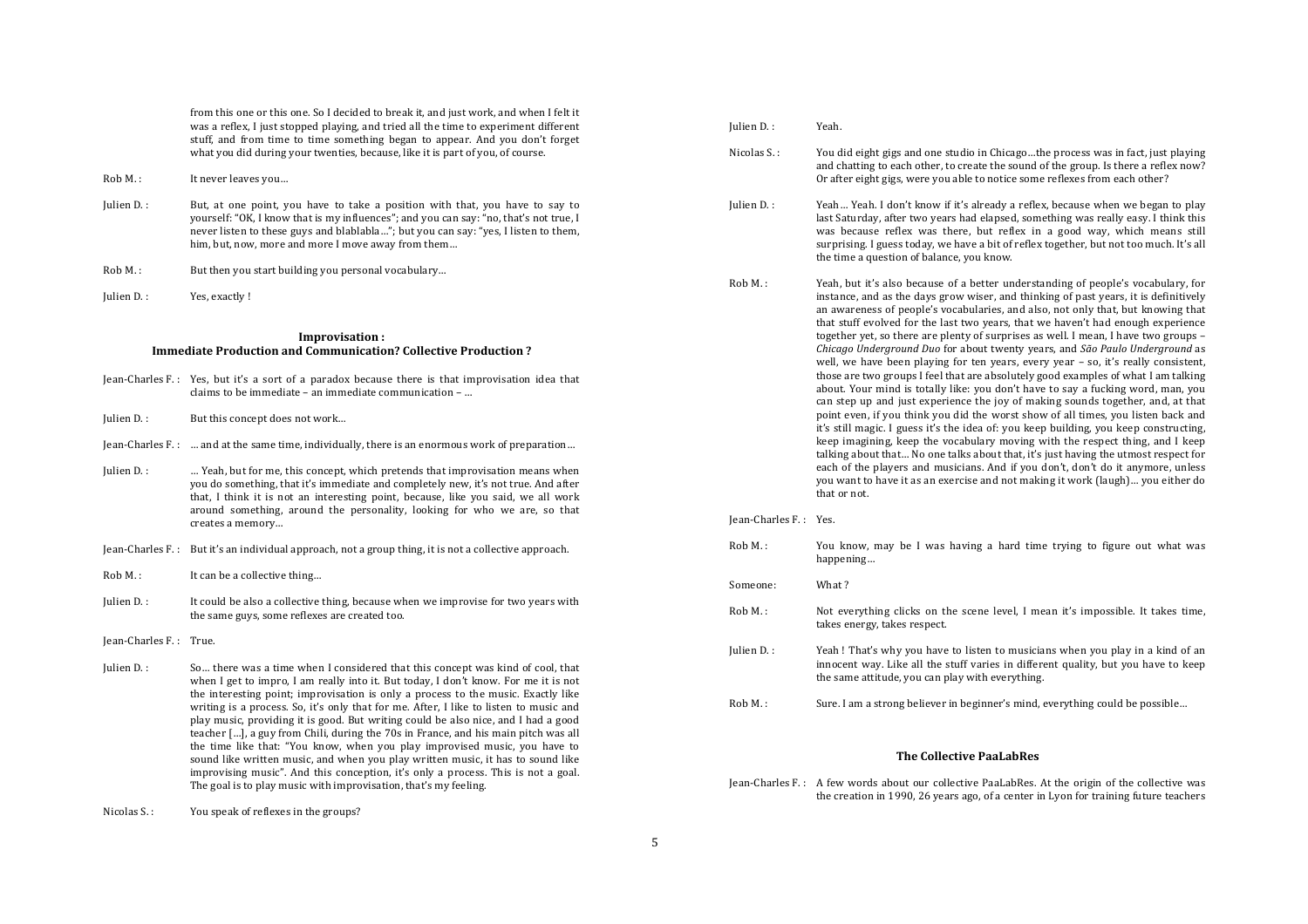from this one or this one. So I decided to break it, and just work, and when I felt it was a reflex, I just stopped playing, and tried all the time to experiment different stuff, and from time to time something began to appear. And you don't forget what you did during your twenties, because, like it is part of you, of course.

Rob M. : It never leaves you…

Julien D. : But, at one point, you have to take a position with that, you have to say to yourself: "OK, I know that is my influences"; and you can say: "no, that's not true, I never listen to these guys and blablabla…"; but you can say: "yes, I listen to them, him, but, now, more and more I move away from them…

Rob M. : But then you start building you personal vocabulary…

Julien D. : Yes, exactly !

### Improvisation : Immediate Production and Communication? Collective Production ?

Jean-Charles F. : Yes, but it's a sort of a paradox because there is that improvisation idea that claims to be immediate – an immediate communication – …

Julien D. : But this concept does not work…

Jean-Charles F. : … and at the same time, individually, there is an enormous work of preparation…

Julien D. : … Yeah, but for me, this concept, which pretends that improvisation means when you do something, that it's immediate and completely new, it's not true. And after that, I think it is not an interesting point, because, like you said, we all work around something, around the personality, looking for who we are, so that creates a memory…

Jean-Charles F. : But it's an individual approach, not a group thing, it is not a collective approach.

Rob M. : It can be a collective thing…

Julien D. : It could be also a collective thing, because when we improvise for two years with the same guys, some reflexes are created too.

Jean-Charles F. : True.

Julien D. : So… there was a time when I considered that this concept was kind of cool, that when I get to impro, I am really into it. But today, I don't know. For me it is not the interesting point; improvisation is only a process to the music. Exactly like writing is a process. So, it's only that for me. After, I like to listen to music and play music, providing it is good. But writing could be also nice, and I had a good teacher […], a guy from Chili, during the 70s in France, and his main pitch was all the time like that: "You know, when you play improvised music, you have to sound like written music, and when you play written music, it has to sound like improvising music". And this conception, it's only a process. This is not a goal. The goal is to play music with improvisation, that's my feeling.

Nicolas S. : You speak of reflexes in the groups?

Julien D. : Yeah.

Nicolas S. : You did eight gigs and one studio in Chicago…the process was in fact, just playing and chatting to each other, to create the sound of the group. Is there a reflex now? Or after eight gigs, were you able to notice some reflexes from each other?

Julien D. : Yeah… Yeah. I don't know if it's already a reflex, because when we began to play last Saturday, after two years had elapsed, something was really easy. I think this was because reflex was there, but reflex in a good way, which means still surprising. I guess today, we have a bit of reflex together, but not too much. It's all the time a question of balance, you know.

Rob M. : Yeah, but it's also because of a better understanding of people's vocabulary, for instance, and as the days grow wiser, and thinking of past years, it is definitively an awareness of people's vocabularies, and also, not only that, but knowing that that stuff evolved for the last two years, that we haven't had enough experience together yet, so there are plenty of surprises as well. I mean, I have two groups – *Chicago Underground Duo* for about twenty years, and *São Paulo Underground* as well, we have been playing for ten years, every year – so, it's really consistent, those are two groups I feel that are absolutely good examples of what I am talking about. Your mind is totally like: you don't have to say a fucking word, man, you can step up and just experience the joy of making sounds together, and, at that point even, if you think you did the worst show of all times, you listen back and it's still magic. I guess it's the idea of: you keep building, you keep constructing, keep imagining, keep the vocabulary moving with the respect thing, and I keep talking about that… No one talks about that, it's just having the utmost respect for each of the players and musicians. And if you don't, don't do it anymore, unless you want to have it as an exercise and not making it work (laugh)… you either do that or not.

Jean-Charles F. : Yes.

Rob M. : You know, may be I was having a hard time trying to figure out what was happening…

Someone: What ?

Rob M. : Not everything clicks on the scene level, I mean it's impossible. It takes time, takes energy, takes respect.

Julien D. : Yeah ! That's why you have to listen to musicians when you play in a kind of an innocent way. Like all the stuff varies in different quality, but you have to keep the same attitude, you can play with everything.

Rob M. : Sure. I am a strong believer in beginner's mind, everything could be possible…

### The Collective PaaLabRes

Jean-Charles F. : A few words about our collective PaaLabRes. At the origin of the collective was the creation in 1990, 26 years ago, of a center in Lyon for training future teachers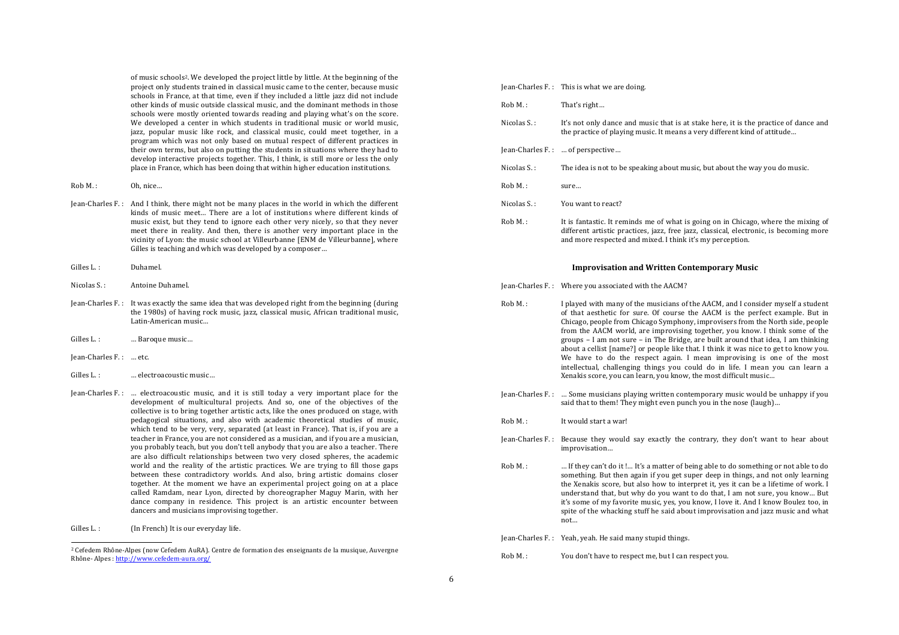of music schools[2]. We developed the project little by little. At the beginning of the project only students trained in classical music came to the center, because music schools in France, at that time, even if they included a little jazz did not include other kinds of music outside classical music, and the dominant methods in those schools were mostly oriented towards reading and playing what's on the score. We developed a center in which students in traditional music or world music, jazz, popular music like rock, and classical music, could meet together, in a program which was not only based on mutual respect of different practices in their own terms, but also on putting the students in situations where they had to develop interactive projects together. This, I think, is still more or less the only place in France, which has been doing that within higher education institutions.

Rob M. : Oh, nice…

Jean-Charles F. : And I think, there might not be many places in the world in which the different kinds of music meet… There are a lot of institutions where different kinds of music exist, but they tend to ignore each other very nicely, so that they never meet there in reality. And then, there is another very important place in the vicinity of Lyon: the music school at Villeurbanne [ENM de Villeurbanne], where Gilles is teaching and which was developed by a composer…

Gilles L. : Duhamel.

Nicolas S. : Antoine Duhamel.

Jean-Charles F. : It was exactly the same idea that was developed right from the beginning (during the 1980s) of having rock music, jazz, classical music, African traditional music, Latin-American music…

Gilles L. : … Baroque music…

Jean-Charles F. : … etc.

Gilles L. : … electroacoustic music…

Jean-Charles F. : … electroacoustic music, and it is still today a very important place for the development of multicultural projects. And so, one of the objectives of the collective is to bring together artistic acts, like the ones produced on stage, with pedagogical situations, and also with academic theoretical studies of music, which tend to be very, very, separated (at least in France). That is, if you are a teacher in France, you are not considered as a musician, and if you are a musician, you probably teach, but you don't tell anybody that you are also a teacher. There are also difficult relationships between two very closed spheres, the academic world and the reality of the artistic practices. We are trying to fill those gaps between these contradictory worlds. And also, bring artistic domains closer together. At the moment we have an experimental project going on at a place called Ramdam, near Lyon, directed by choreographer Maguy Marin, with her dance company in residence. This project is an artistic encounter between dancers and musicians improvising together.

Gilles L. : (In French) It is our everyday life.

Jean-Charles F. : This is what we are doing.

Rob M. : That's right…

Nicolas S. : It's not only dance and music that is at stake here, it is the practice of dance and the practice of playing music. It means a very different kind of attitude…

Jean-Charles F. : … of perspective…

Nicolas S. : The idea is not to be speaking about music, but about the way you do music.

Rob M. : sure…

Nicolas S. : You want to react?

Rob M. : It is fantastic. It reminds me of what is going on in Chicago, where the mixing of different artistic practices, jazz, free jazz, classical, electronic, is becoming more and more respected and mixed. I think it's my perception.

### Improvisation and Written Contemporary Music

Jean-Charles F. : Where you associated with the AACM?

Rob M. : I played with many of the musicians of the AACM, and I consider myself a student of that aesthetic for sure. Of course the AACM is the perfect example. But in Chicago, people from Chicago Symphony, improvisers from the North side, people from the AACM world, are improvising together, you know. I think some of the groups – I am not sure – in The Bridge, are built around that idea, I am thinking about a cellist [name?] or people like that. I think it was nice to get to know you. We have to do the respect again. I mean improvising is one of the most intellectual, challenging things you could do in life. I mean you can learn a Xenakis score, you can learn, you know, the most difficult music…

Jean-Charles F. : … Some musicians playing written contemporary music would be unhappy if you said that to them! They might even punch you in the nose (laugh)…

Rob M. : It would start a war!

Jean-Charles F. : Because they would say exactly the contrary, they don't want to hear about improvisation…

Rob M. : … If they can't do it !… It's a matter of being able to do something or not able to do something. But then again if you get super deep in things, and not only learning the Xenakis score, but also how to interpret it, yes it can be a lifetime of work. I understand that, but why do you want to do that, I am not sure, you know… But it's some of my favorite music, yes, you know, I love it. And I know Boulez too, in spite of the whacking stuff he said about improvisation and jazz music and what not…

Jean-Charles F. : Yeah, yeah. He said many stupid things.

Rob M. : You don't have to respect me, but I can respect you.

---

[2] Cefedem Rhône-Alpes (now Cefedem AuRA). Centre de formation des enseignants de la musique, Auvergne Rhône- Alpes : http://www.cefedem-aura.org/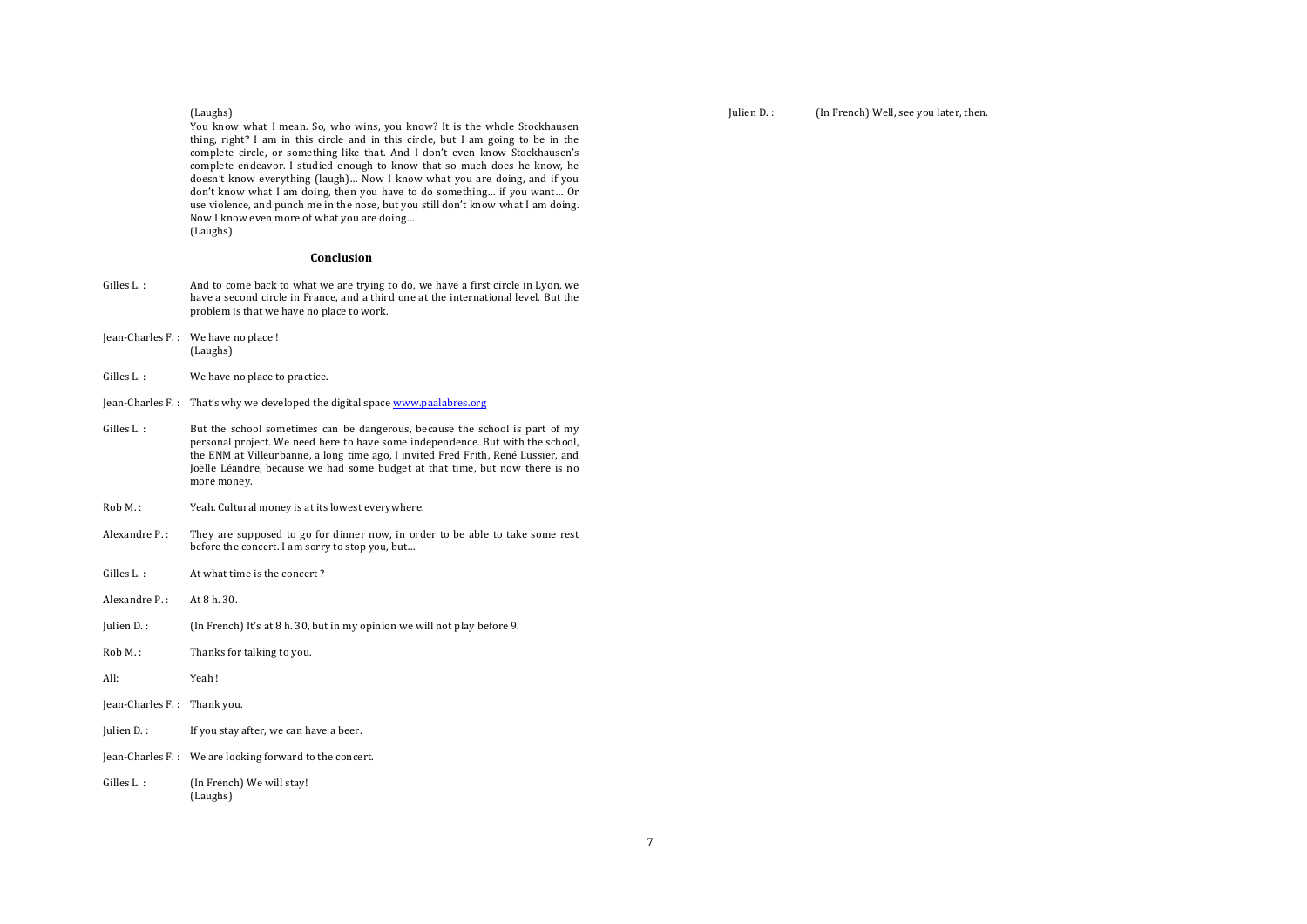(Laughs)
You know what I mean. So, who wins, you know? It is the whole Stockhausen thing, right? I am in this circle and in this circle, but I am going to be in the complete circle, or something like that. And I don't even know Stockhausen's complete endeavor. I studied enough to know that so much does he know, he doesn't know everything (laugh)… Now I know what you are doing, and if you don't know what I am doing, then you have to do something… if you want… Or use violence, and punch me in the nose, but you still don't know what I am doing. Now I know even more of what you are doing…
(Laughs)

## Conclusion

Gilles L. : And to come back to what we are trying to do, we have a first circle in Lyon, we have a second circle in France, and a third one at the international level. But the problem is that we have no place to work.

Jean-Charles F. : We have no place !
(Laughs)

Gilles L. : We have no place to practice.

Jean-Charles F. : That's why we developed the digital space www.paalabres.org

Gilles L. : But the school sometimes can be dangerous, because the school is part of my personal project. We need here to have some independence. But with the school, the ENM at Villeurbanne, a long time ago, I invited Fred Frith, René Lussier, and Joëlle Léandre, because we had some budget at that time, but now there is no more money.

Rob M. : Yeah. Cultural money is at its lowest everywhere.

Alexandre P. : They are supposed to go for dinner now, in order to be able to take some rest before the concert. I am sorry to stop you, but…

Gilles L. : At what time is the concert ?

Alexandre P. : At 8 h. 30.

Julien D. : (In French) It's at 8 h. 30, but in my opinion we will not play before 9.

Rob M. : Thanks for talking to you.

All: Yeah !

Jean-Charles F. : Thank you.

Julien D. : If you stay after, we can have a beer.

Jean-Charles F. : We are looking forward to the concert.

Gilles L. : (In French) We will stay!
(Laughs)

Julien D. : (In French) Well, see you later, then.